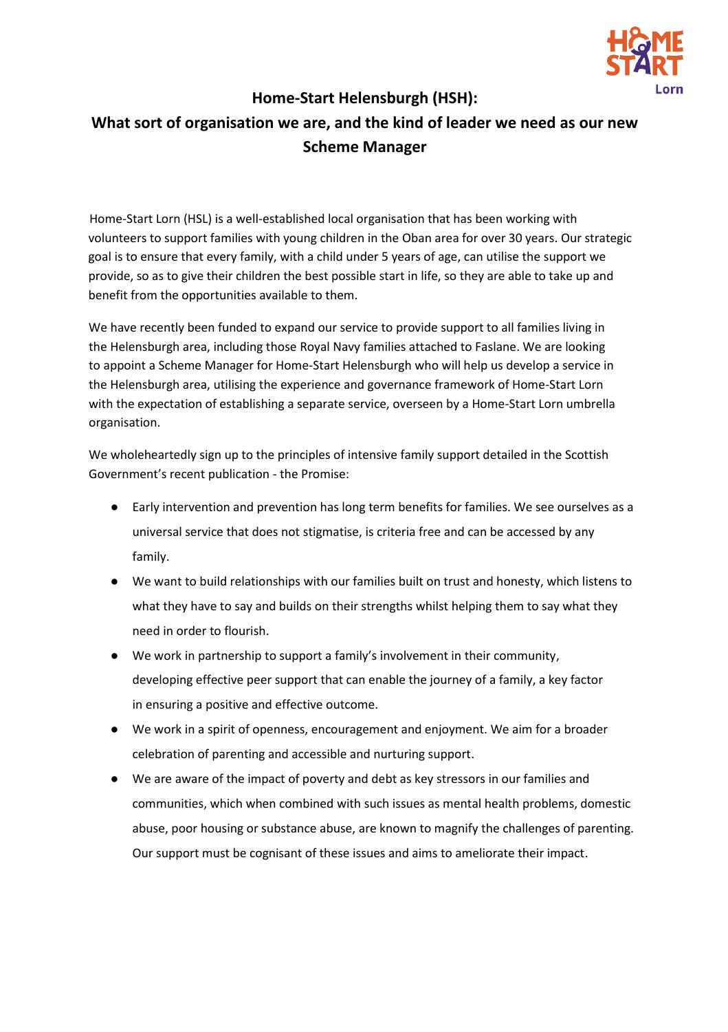# Home-Start Helensburgh (HSH):

## What sort of organisation we are, and the kind of leader we need as our new Scheme Manager

Home-Start Lorn (HSL) is a well-established local organisation that has been working with volunteers to support families with young children in the Oban area for over 30 years. Our strategic goal is to ensure that every family, with a child under 5 years of age, can utilise the support we provide, so as to give their children the best possible start in life, so they are able to take up and benefit from the opportunities available to them.

We have recently been funded to expand our service to provide support to all families living in the Helensburgh area, including those Royal Navy families attached to Faslane. We are looking to appoint a Scheme Manager for Home-Start Helensburgh who will help us develop a service in the Helensburgh area, utilising the experience and governance framework of Home-Start Lorn with the expectation of establishing a separate service, overseen by a Home-Start Lorn umbrella organisation.

We wholeheartedly sign up to the principles of intensive family support detailed in the Scottish Government's recent publication - the Promise:

- Early intervention and prevention has long term benefits for families. We see ourselves as a universal service that does not stigmatise, is criteria free and can be accessed by any family.
- We want to build relationships with our families built on trust and honesty, which listens to what they have to say and builds on their strengths whilst helping them to say what they need in order to flourish.
- We work in partnership to support a family's involvement in their community, developing effective peer support that can enable the journey of a family, a key factor in ensuring a positive and effective outcome.
- We work in a spirit of openness, encouragement and enjoyment. We aim for a broader celebration of parenting and accessible and nurturing support.
- We are aware of the impact of poverty and debt as key stressors in our families and communities, which when combined with such issues as mental health problems, domestic abuse, poor housing or substance abuse, are known to magnify the challenges of parenting. Our support must be cognisant of these issues and aims to ameliorate their impact.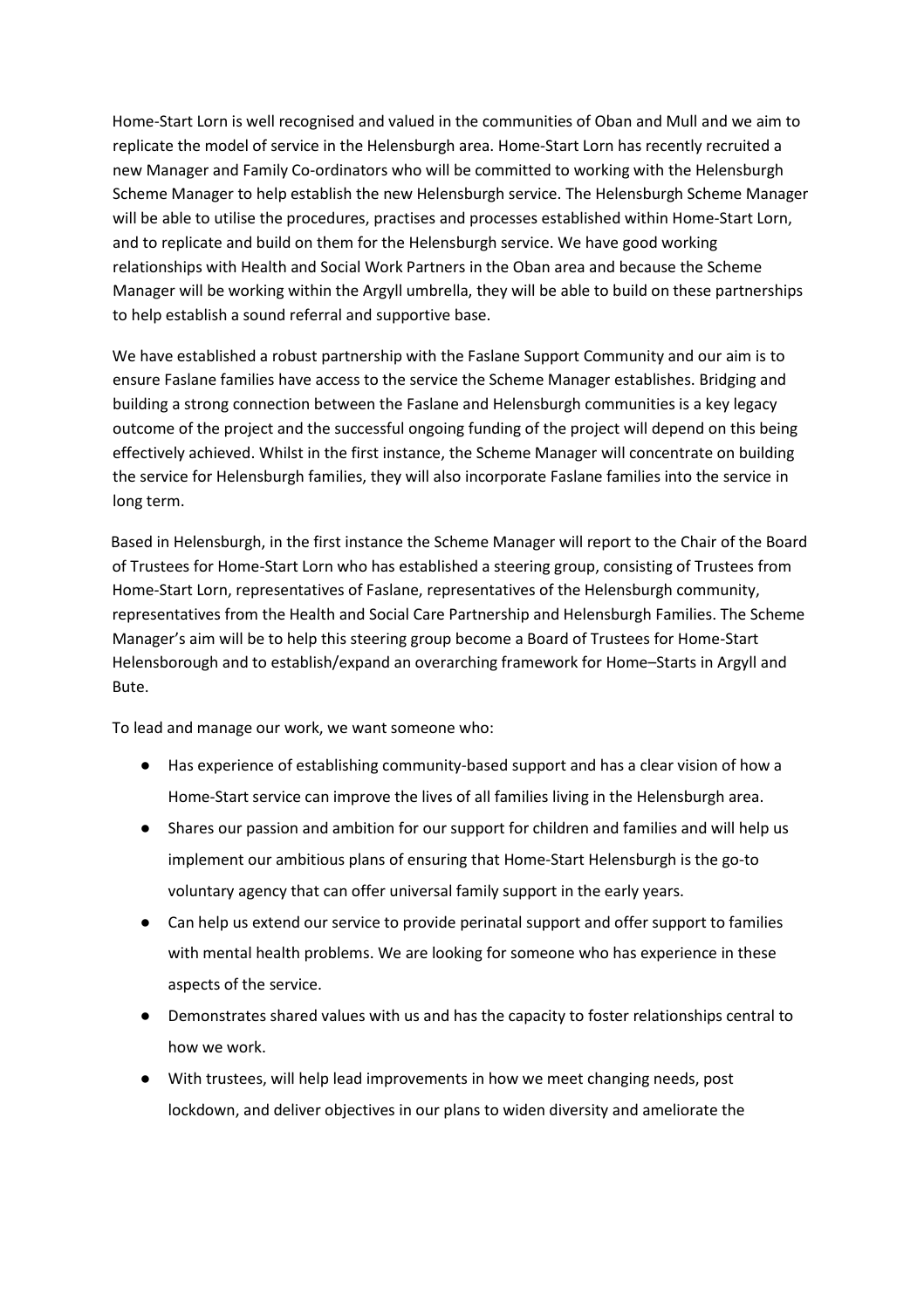Home-Start Lorn is well recognised and valued in the communities of Oban and Mull and we aim to replicate the model of service in the Helensburgh area. Home-Start Lorn has recently recruited a new Manager and Family Co-ordinators who will be committed to working with the Helensburgh Scheme Manager to help establish the new Helensburgh service. The Helensburgh Scheme Manager will be able to utilise the procedures, practises and processes established within Home-Start Lorn, and to replicate and build on them for the Helensburgh service. We have good working relationships with Health and Social Work Partners in the Oban area and because the Scheme Manager will be working within the Argyll umbrella, they will be able to build on these partnerships to help establish a sound referral and supportive base.

We have established a robust partnership with the Faslane Support Community and our aim is to ensure Faslane families have access to the service the Scheme Manager establishes. Bridging and building a strong connection between the Faslane and Helensburgh communities is a key legacy outcome of the project and the successful ongoing funding of the project will depend on this being effectively achieved. Whilst in the first instance, the Scheme Manager will concentrate on building the service for Helensburgh families, they will also incorporate Faslane families into the service in long term.

Based in Helensburgh, in the first instance the Scheme Manager will report to the Chair of the Board of Trustees for Home-Start Lorn who has established a steering group, consisting of Trustees from Home-Start Lorn, representatives of Faslane, representatives of the Helensburgh community, representatives from the Health and Social Care Partnership and Helensburgh Families. The Scheme Manager's aim will be to help this steering group become a Board of Trustees for Home-Start Helensborough and to establish/expand an overarching framework for Home–Starts in Argyll and Bute.

To lead and manage our work, we want someone who:

- Has experience of establishing community-based support and has a clear vision of how a Home-Start service can improve the lives of all families living in the Helensburgh area.
- Shares our passion and ambition for our support for children and families and will help us implement our ambitious plans of ensuring that Home-Start Helensburgh is the go-to voluntary agency that can offer universal family support in the early years.
- Can help us extend our service to provide perinatal support and offer support to families with mental health problems. We are looking for someone who has experience in these aspects of the service.
- Demonstrates shared values with us and has the capacity to foster relationships central to how we work.
- With trustees, will help lead improvements in how we meet changing needs, post lockdown, and deliver objectives in our plans to widen diversity and ameliorate the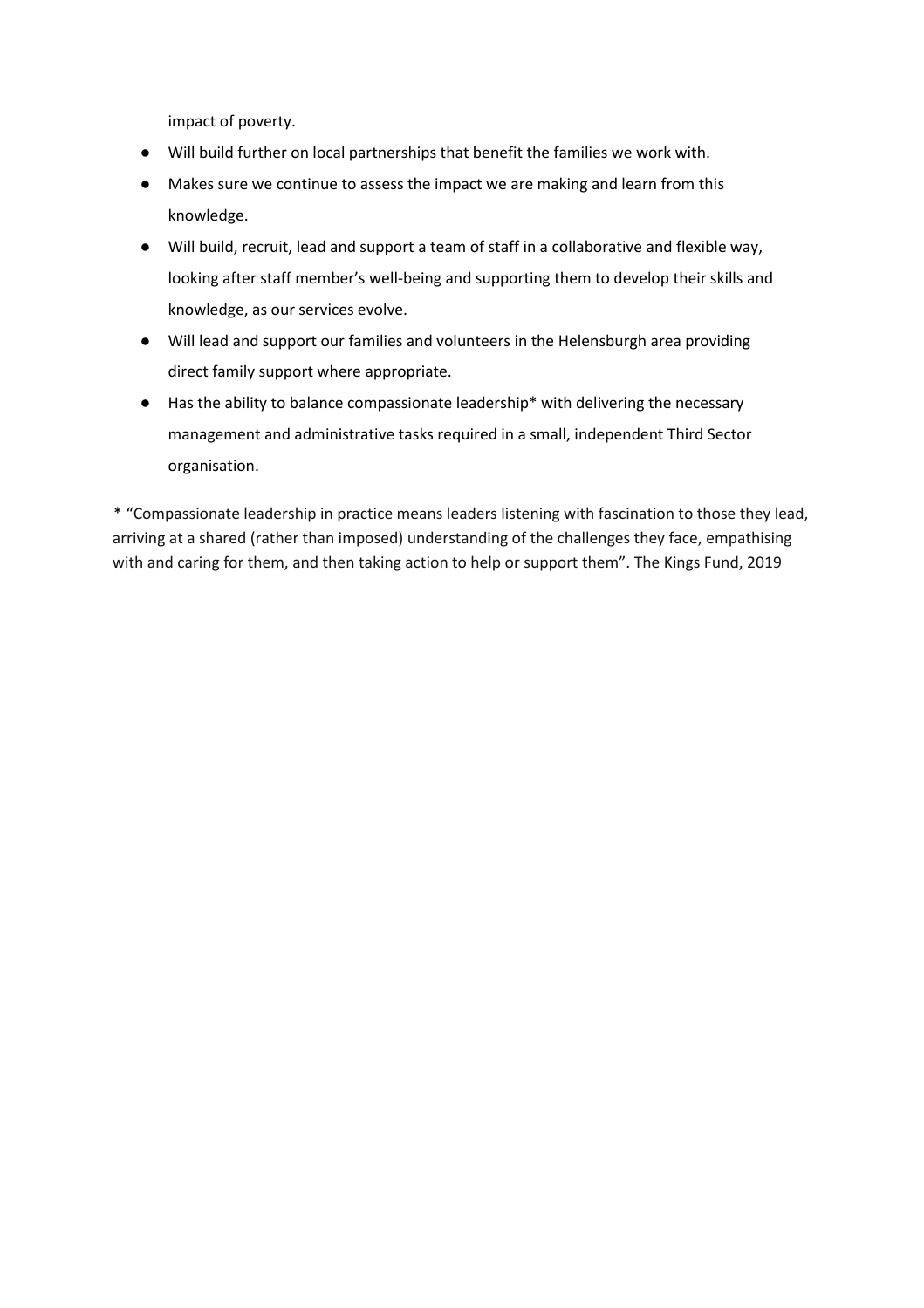impact of poverty.

- Will build further on local partnerships that benefit the families we work with.
- Makes sure we continue to assess the impact we are making and learn from this knowledge.
- Will build, recruit, lead and support a team of staff in a collaborative and flexible way, looking after staff member's well-being and supporting them to develop their skills and knowledge, as our services evolve.
- Will lead and support our families and volunteers in the Helensburgh area providing direct family support where appropriate.
- Has the ability to balance compassionate leadership* with delivering the necessary management and administrative tasks required in a small, independent Third Sector organisation.

* "Compassionate leadership in practice means leaders listening with fascination to those they lead, arriving at a shared (rather than imposed) understanding of the challenges they face, empathising with and caring for them, and then taking action to help or support them". The Kings Fund, 2019